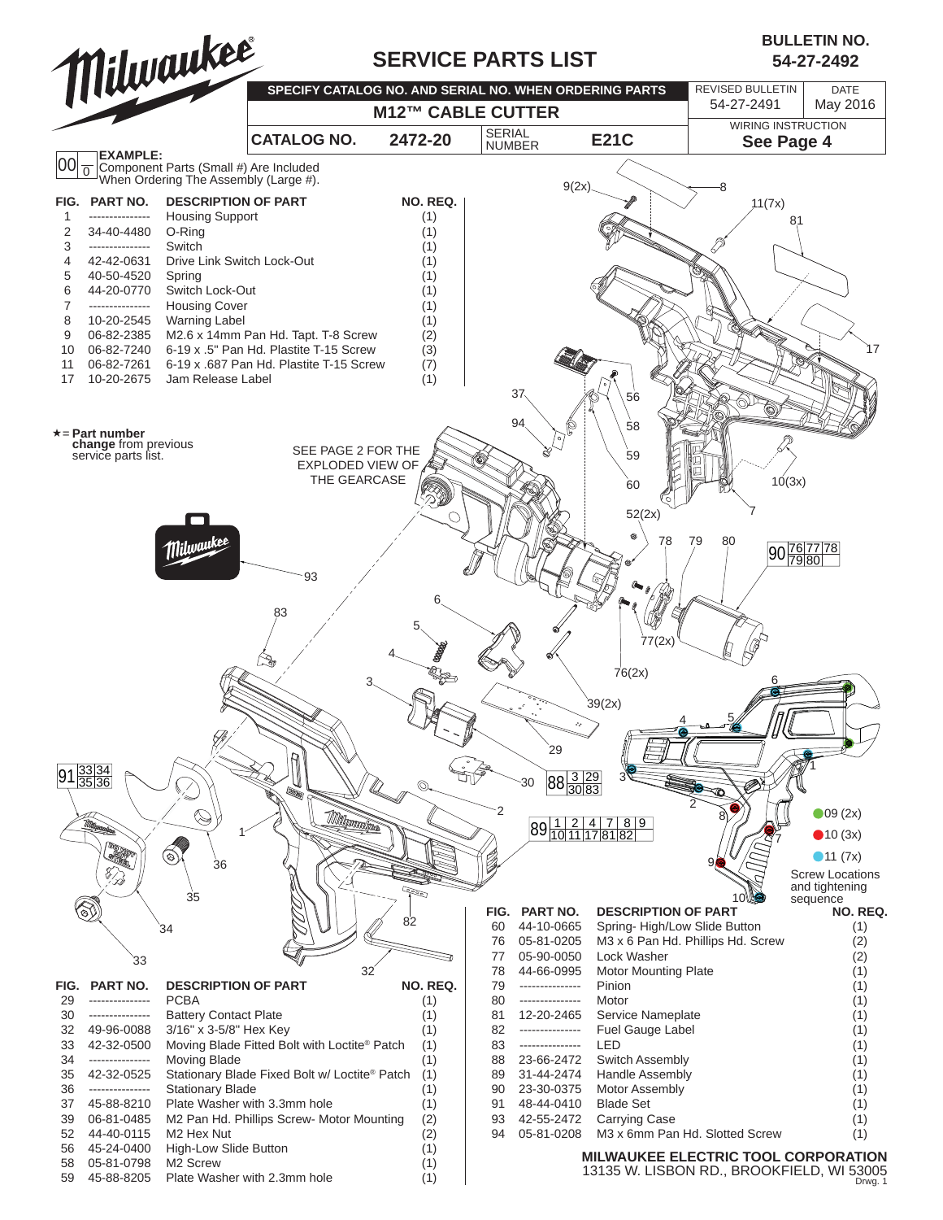# SERVICE PARTS LIST

**BULLETIN NO. 54-27-2492**

**SPECIFY CATALOG NO. AND SERIAL NO. WHEN ORDERING PARTS**

**M12™ CABLE CUTTER**

| CATALOG NO. | 2472-20 | SERIAL NUMBER | E21C |
|---|---|---|---|

| REVISED BULLETIN | DATE |
|---|---|
| 54-27-2491 | May 2016 |

WIRING INSTRUCTION: **See Page 4**

**EXAMPLE:** Component Parts (Small #) Are Included When Ordering The Assembly (Large #).

★ = **Part number change** from previous service parts list.

SEE PAGE 2 FOR THE EXPLODED VIEW OF THE GEARCASE

Screw Locations and tightening sequence: 09 (2x), 10 (3x), 11 (7x)

| FIG. | PART NO. | DESCRIPTION OF PART | NO. REQ. |
|---|---|---|---|
| 1 | --------------- | Housing Support | (1) |
| 2 | 34-40-4480 | O-Ring | (1) |
| 3 | --------------- | Switch | (1) |
| 4 | 42-42-0631 | Drive Link Switch Lock-Out | (1) |
| 5 | 40-50-4520 | Spring | (1) |
| 6 | 44-20-0770 | Switch Lock-Out | (1) |
| 7 | --------------- | Housing Cover | (1) |
| 8 | 10-20-2545 | Warning Label | (1) |
| 9 | 06-82-2385 | M2.6 x 14mm Pan Hd. Tapt. T-8 Screw | (2) |
| 10 | 06-82-7240 | 6-19 x .5" Pan Hd. Plastite T-15 Screw | (3) |
| 11 | 06-82-7261 | 6-19 x .687 Pan Hd. Plastite T-15 Screw | (7) |
| 17 | 10-20-2675 | Jam Release Label | (1) |
| 29 | --------------- | PCBA | (1) |
| 30 | --------------- | Battery Contact Plate | (1) |
| 32 | 49-96-0088 | 3/16" x 3-5/8" Hex Key | (1) |
| 33 | 42-32-0500 | Moving Blade Fitted Bolt with Loctite® Patch | (1) |
| 34 | --------------- | Moving Blade | (1) |
| 35 | 42-32-0525 | Stationary Blade Fixed Bolt w/ Loctite® Patch | (1) |
| 36 | --------------- | Stationary Blade | (1) |
| 37 | 45-88-8210 | Plate Washer with 3.3mm hole | (1) |
| 39 | 06-81-0485 | M2 Pan Hd. Phillips Screw- Motor Mounting | (2) |
| 52 | 44-40-0115 | M2 Hex Nut | (2) |
| 56 | 45-24-0400 | High-Low Slide Button | (1) |
| 58 | 05-81-0798 | M2 Screw | (1) |
| 59 | 45-88-8205 | Plate Washer with 2.3mm hole | (1) |
| 60 | 44-10-0665 | Spring- High/Low Slide Button | (1) |
| 76 | 05-81-0205 | M3 x 6 Pan Hd. Phillips Hd. Screw | (2) |
| 77 | 05-90-0050 | Lock Washer | (2) |
| 78 | 44-66-0995 | Motor Mounting Plate | (1) |
| 79 | --------------- | Pinion | (1) |
| 80 | --------------- | Motor | (1) |
| 81 | 12-20-2465 | Service Nameplate | (1) |
| 82 | --------------- | Fuel Gauge Label | (1) |
| 83 | --------------- | LED | (1) |
| 88 | 23-66-2472 | Switch Assembly | (1) |
| 89 | 31-44-2474 | Handle Assembly | (1) |
| 90 | 23-30-0375 | Motor Assembly | (1) |
| 91 | 48-44-0410 | Blade Set | (1) |
| 93 | 42-55-2472 | Carrying Case | (1) |
| 94 | 05-81-0208 | M3 x 6mm Pan Hd. Slotted Screw | (1) |

Assemblies: 88 (3, 29, 30, 83); 89 (1, 2, 4, 7, 8, 9, 10, 11, 17, 81, 82); 90 (76, 77, 78, 79, 80); 91 (33, 34, 35, 36)

**MILWAUKEE ELECTRIC TOOL CORPORATION**
13135 W. LISBON RD., BROOKFIELD, WI 53005

Drwg. 1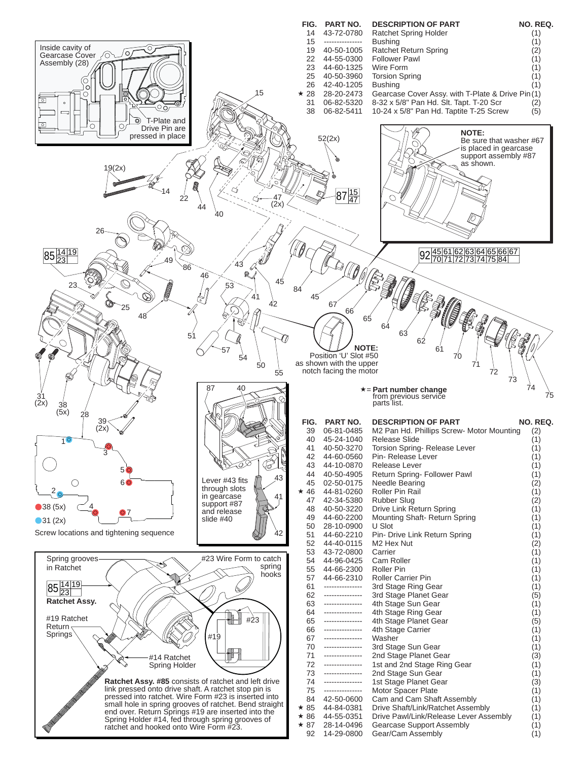| FIG. | PART NO. | DESCRIPTION OF PART | NO. REQ. |
|---|---|---|---|
| 14 | 43-72-0780 | Ratchet Spring Holder | (1) |
| 15 | --------------- | Bushing | (1) |
| 19 | 40-50-1005 | Ratchet Return Spring | (2) |
| 22 | 44-55-0300 | Follower Pawl | (1) |
| 23 | 44-60-1325 | Wire Form | (1) |
| 25 | 40-50-3960 | Torsion Spring | (1) |
| 26 | 42-40-1205 | Bushing | (1) |
| ★ 28 | 28-20-2473 | Gearcase Cover Assy. with T-Plate & Drive Pin | (1) |
| 31 | 06-82-5320 | 8-32 x 5/8" Pan Hd. Slt. Tapt. T-20 Scr | (2) |
| 38 | 06-82-5411 | 10-24 x 5/8" Pan Hd. Taptite T-25 Screw | (5) |

Inside cavity of Gearcase Cover Assembly (28)

T-Plate and Drive Pin are pressed in place

**NOTE:** Be sure that washer #67 is placed in gearcase support assembly #87 as shown.

87 | 15, 47

85 | 14, 19, 23

92 | 45, 61, 62, 63, 64, 65, 66, 67, 70, 71, 72, 73, 74, 75, 84

**NOTE:** Position 'U' Slot #50 as shown with the upper notch facing the motor

★ = **Part number change** from previous service parts list.

Screw locations and tightening sequence

● 38 (5x)

● 31 (2x)

Lever #43 fits through slots in gearcase support #87 and release slide #40

Spring grooves in Ratchet

#23 Wire Form to catch spring hooks

**Ratchet Assy.**

#19 Ratchet Return Springs

#14 Ratchet Spring Holder

**Ratchet Assy. #85** consists of ratchet and left drive link pressed onto drive shaft. A ratchet stop pin is pressed into ratchet. Wire Form #23 is inserted into small hole in spring grooves of ratchet. Bend straight end over. Return Springs #19 are inserted into the Spring Holder #14, fed through spring grooves of ratchet and hooked onto Wire Form #23.

| FIG. | PART NO. | DESCRIPTION OF PART | NO. REQ. |
|---|---|---|---|
| 39 | 06-81-0485 | M2 Pan Hd. Phillips Screw- Motor Mounting | (2) |
| 40 | 45-24-1040 | Release Slide | (1) |
| 41 | 40-50-3270 | Torsion Spring- Release Lever | (1) |
| 42 | 44-60-0560 | Pin- Release Lever | (1) |
| 43 | 44-10-0870 | Release Lever | (1) |
| 44 | 40-50-4905 | Return Spring- Follower Pawl | (1) |
| 45 | 02-50-0175 | Needle Bearing | (2) |
| ★ 46 | 44-81-0260 | Roller Pin Rail | (1) |
| 47 | 42-34-5380 | Rubber Slug | (2) |
| 48 | 40-50-3220 | Drive Link Return Spring | (1) |
| 49 | 44-60-2200 | Mounting Shaft- Return Spring | (1) |
| 50 | 28-10-0900 | U Slot | (1) |
| 51 | 44-60-2210 | Pin- Drive Link Return Spring | (1) |
| 52 | 44-40-0115 | M2 Hex Nut | (2) |
| 53 | 43-72-0800 | Carrier | (1) |
| 54 | 44-96-0425 | Cam Roller | (1) |
| 55 | 44-66-2300 | Roller Pin | (1) |
| 57 | 44-66-2310 | Roller Carrier Pin | (1) |
| 61 | --------------- | 3rd Stage Ring Gear | (1) |
| 62 | --------------- | 3rd Stage Planet Gear | (5) |
| 63 | --------------- | 4th Stage Sun Gear | (1) |
| 64 | --------------- | 4th Stage Ring Gear | (1) |
| 65 | --------------- | 4th Stage Planet Gear | (5) |
| 66 | --------------- | 4th Stage Carrier | (1) |
| 67 | --------------- | Washer | (1) |
| 70 | --------------- | 3rd Stage Sun Gear | (1) |
| 71 | --------------- | 2nd Stage Planet Gear | (3) |
| 72 | --------------- | 1st and 2nd Stage Ring Gear | (1) |
| 73 | --------------- | 2nd Stage Sun Gear | (1) |
| 74 | --------------- | 1st Stage Planet Gear | (3) |
| 75 | --------------- | Motor Spacer Plate | (1) |
| 84 | 42-50-0600 | Cam and Cam Shaft Assembly | (1) |
| ★ 85 | 44-84-0381 | Drive Shaft/Link/Ratchet Assembly | (1) |
| ★ 86 | 44-55-0351 | Drive Pawl/Link/Release Lever Assembly | (1) |
| ★ 87 | 28-14-0496 | Gearcase Support Assembly | (1) |
| 92 | 14-29-0800 | Gear/Cam Assembly | (1) |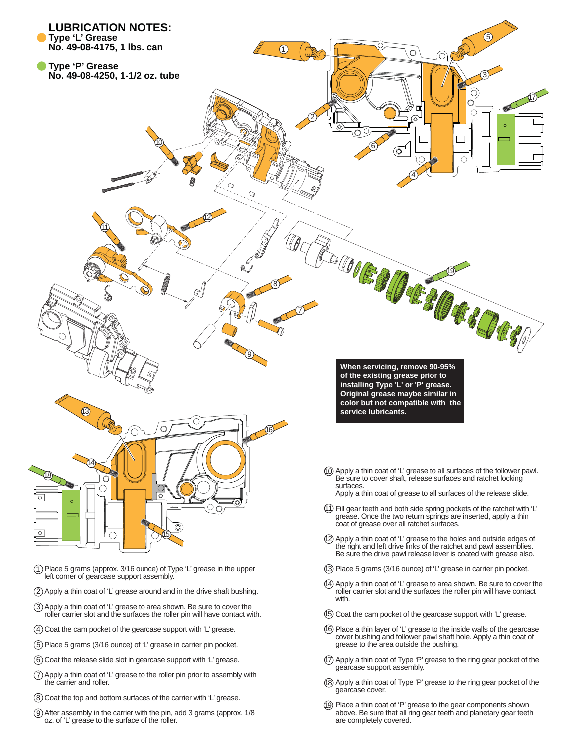## LUBRICATION NOTES:

- Type 'L' Grease
  **No. 49-08-4175, 1 lbs. can**
- Type 'P' Grease
  **No. 49-08-4250, 1-1/2 oz. tube**

**When servicing, remove 90-95% of the existing grease prior to installing Type 'L' or 'P' grease. Original grease maybe similar in color but not compatible with the service lubricants.**

1. Place 5 grams (approx. 3/16 ounce) of Type 'L' grease in the upper left corner of gearcase support assembly.
2. Apply a thin coat of 'L' grease around and in the drive shaft bushing.
3. Apply a thin coat of 'L' grease to area shown. Be sure to cover the roller carrier slot and the surfaces the roller pin will have contact with.
4. Coat the cam pocket of the gearcase support with 'L' grease.
5. Place 5 grams (3/16 ounce) of 'L' grease in carrier pin pocket.
6. Coat the release slide slot in gearcase support with 'L' grease.
7. Apply a thin coat of 'L' grease to the roller pin prior to assembly with the carrier and roller.
8. Coat the top and bottom surfaces of the carrier with 'L' grease.
9. After assembly in the carrier with the pin, add 3 grams (approx. 1/8 oz. of 'L' grease to the surface of the roller.
10. Apply a thin coat of 'L' grease to all surfaces of the follower pawl. Be sure to cover shaft, release surfaces and ratchet locking surfaces.
    Apply a thin coat of grease to all surfaces of the release slide.
11. Fill gear teeth and both side spring pockets of the ratchet with 'L' grease. Once the two return springs are inserted, apply a thin coat of grease over all ratchet surfaces.
12. Apply a thin coat of 'L' grease to the holes and outside edges of the right and left drive links of the ratchet and pawl assemblies. Be sure the drive pawl release lever is coated with grease also.
13. Place 5 grams (3/16 ounce) of 'L' grease in carrier pin pocket.
14. Apply a thin coat of 'L' grease to area shown. Be sure to cover the roller carrier slot and the surfaces the roller pin will have contact with.
15. Coat the cam pocket of the gearcase support with 'L' grease.
16. Place a thin layer of 'L' grease to the inside walls of the gearcase cover bushing and follower pawl shaft hole. Apply a thin coat of grease to the area outside the bushing.
17. Apply a thin coat of Type 'P' grease to the ring gear pocket of the gearcase support assembly.
18. Apply a thin coat of Type 'P' grease to the ring gear pocket of the gearcase cover.
19. Place a thin coat of 'P' grease to the gear components shown above. Be sure that all ring gear teeth and planetary gear teeth are completely covered.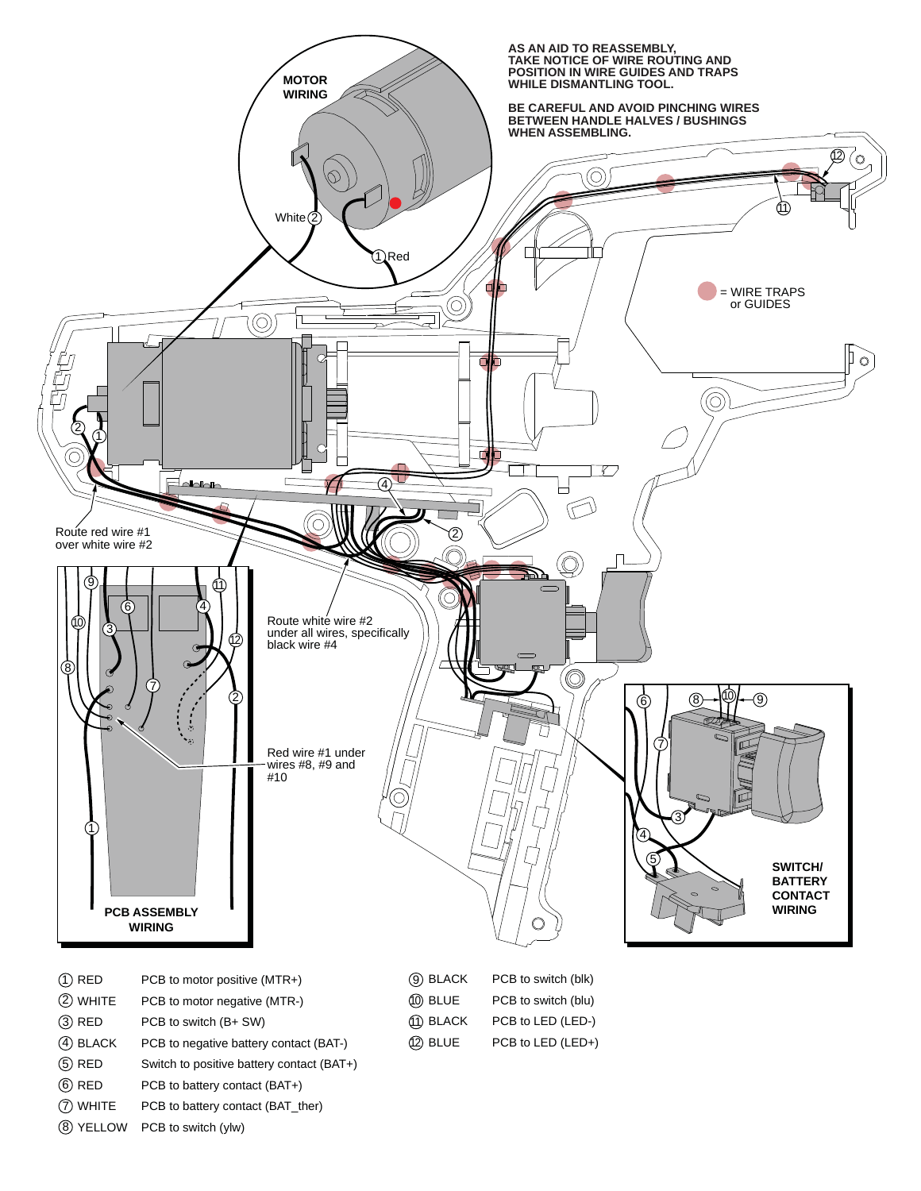AS AN AID TO REASSEMBLY, TAKE NOTICE OF WIRE ROUTING AND POSITION IN WIRE GUIDES AND TRAPS WHILE DISMANTLING TOOL.

BE CAREFUL AND AVOID PINCHING WIRES BETWEEN HANDLE HALVES / BUSHINGS WHEN ASSEMBLING.

MOTOR WIRING

White ②

① Red

= WIRE TRAPS or GUIDES

Route red wire #1 over white wire #2

Route white wire #2 under all wires, specifically black wire #4

Red wire #1 under wires #8, #9 and #10

PCB ASSEMBLY WIRING

SWITCH/ BATTERY CONTACT WIRING

| | | |
|---|---|---|
| ① | RED | PCB to motor positive (MTR+) |
| ② | WHITE | PCB to motor negative (MTR-) |
| ③ | RED | PCB to switch (B+ SW) |
| ④ | BLACK | PCB to negative battery contact (BAT-) |
| ⑤ | RED | Switch to positive battery contact (BAT+) |
| ⑥ | RED | PCB to battery contact (BAT+) |
| ⑦ | WHITE | PCB to battery contact (BAT_ther) |
| ⑧ | YELLOW | PCB to switch (ylw) |
| ⑨ | BLACK | PCB to switch (blk) |
| ⑩ | BLUE | PCB to switch (blu) |
| ⑪ | BLACK | PCB to LED (LED-) |
| ⑫ | BLUE | PCB to LED (LED+) |